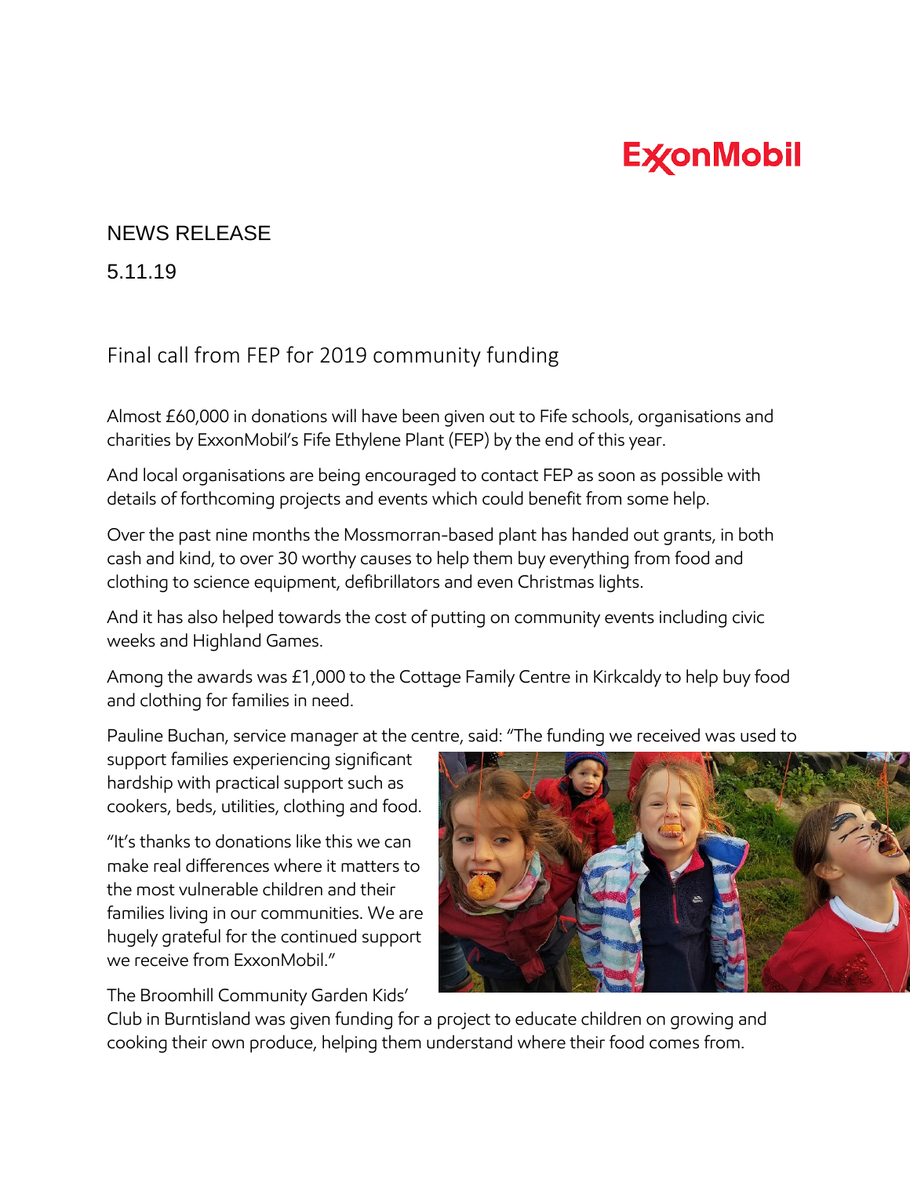ExxonMobil

NEWS RELEASE

5.11.19

# Final call from FEP for 2019 community funding

Almost £60,000 in donations will have been given out to Fife schools, organisations and charities by ExxonMobil's Fife Ethylene Plant (FEP) by the end of this year.

And local organisations are being encouraged to contact FEP as soon as possible with details of forthcoming projects and events which could benefit from some help.

Over the past nine months the Mossmorran-based plant has handed out grants, in both cash and kind, to over 30 worthy causes to help them buy everything from food and clothing to science equipment, defibrillators and even Christmas lights.

And it has also helped towards the cost of putting on community events including civic weeks and Highland Games.

Among the awards was £1,000 to the Cottage Family Centre in Kirkcaldy to help buy food and clothing for families in need.

Pauline Buchan, service manager at the centre, said: "The funding we received was used to support families experiencing significant hardship with practical support such as cookers, beds, utilities, clothing and food.

"It's thanks to donations like this we can make real differences where it matters to the most vulnerable children and their families living in our communities. We are hugely grateful for the continued support we receive from ExxonMobil."

The Broomhill Community Garden Kids' Club in Burntisland was given funding for a project to educate children on growing and cooking their own produce, helping them understand where their food comes from.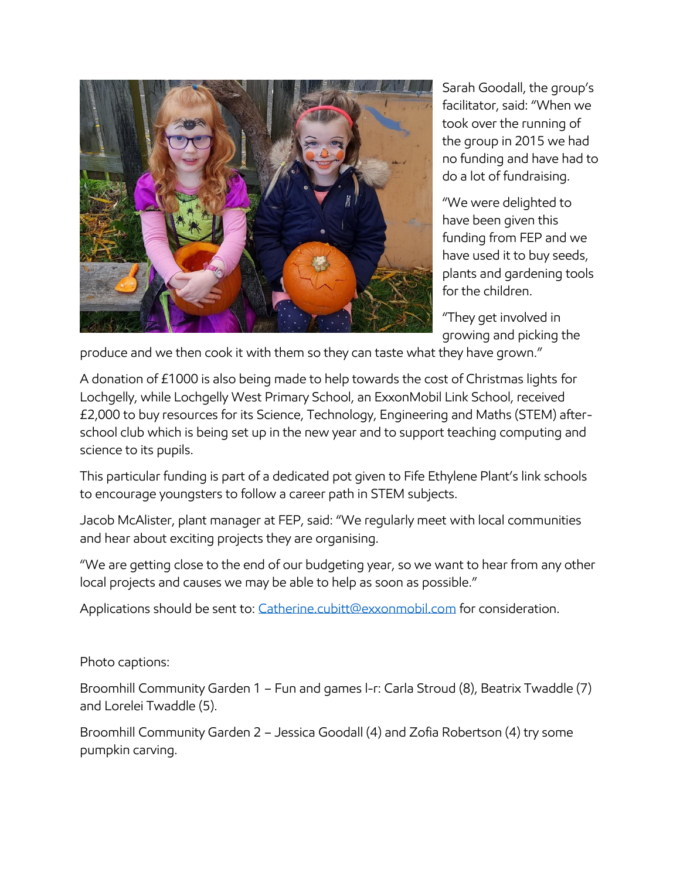Sarah Goodall, the group's facilitator, said: "When we took over the running of the group in 2015 we had no funding and have had to do a lot of fundraising.

"We were delighted to have been given this funding from FEP and we have used it to buy seeds, plants and gardening tools for the children.

"They get involved in growing and picking the produce and we then cook it with them so they can taste what they have grown."

A donation of £1000 is also being made to help towards the cost of Christmas lights for Lochgelly, while Lochgelly West Primary School, an ExxonMobil Link School, received £2,000 to buy resources for its Science, Technology, Engineering and Maths (STEM) after-school club which is being set up in the new year and to support teaching computing and science to its pupils.

This particular funding is part of a dedicated pot given to Fife Ethylene Plant's link schools to encourage youngsters to follow a career path in STEM subjects.

Jacob McAlister, plant manager at FEP, said: "We regularly meet with local communities and hear about exciting projects they are organising.

"We are getting close to the end of our budgeting year, so we want to hear from any other local projects and causes we may be able to help as soon as possible."

Applications should be sent to: [Catherine.cubitt@exxonmobil.com](mailto:Catherine.cubitt@exxonmobil.com) for consideration.

Photo captions:

Broomhill Community Garden 1 – Fun and games l-r: Carla Stroud (8), Beatrix Twaddle (7) and Lorelei Twaddle (5).

Broomhill Community Garden 2 – Jessica Goodall (4) and Zofia Robertson (4) try some pumpkin carving.